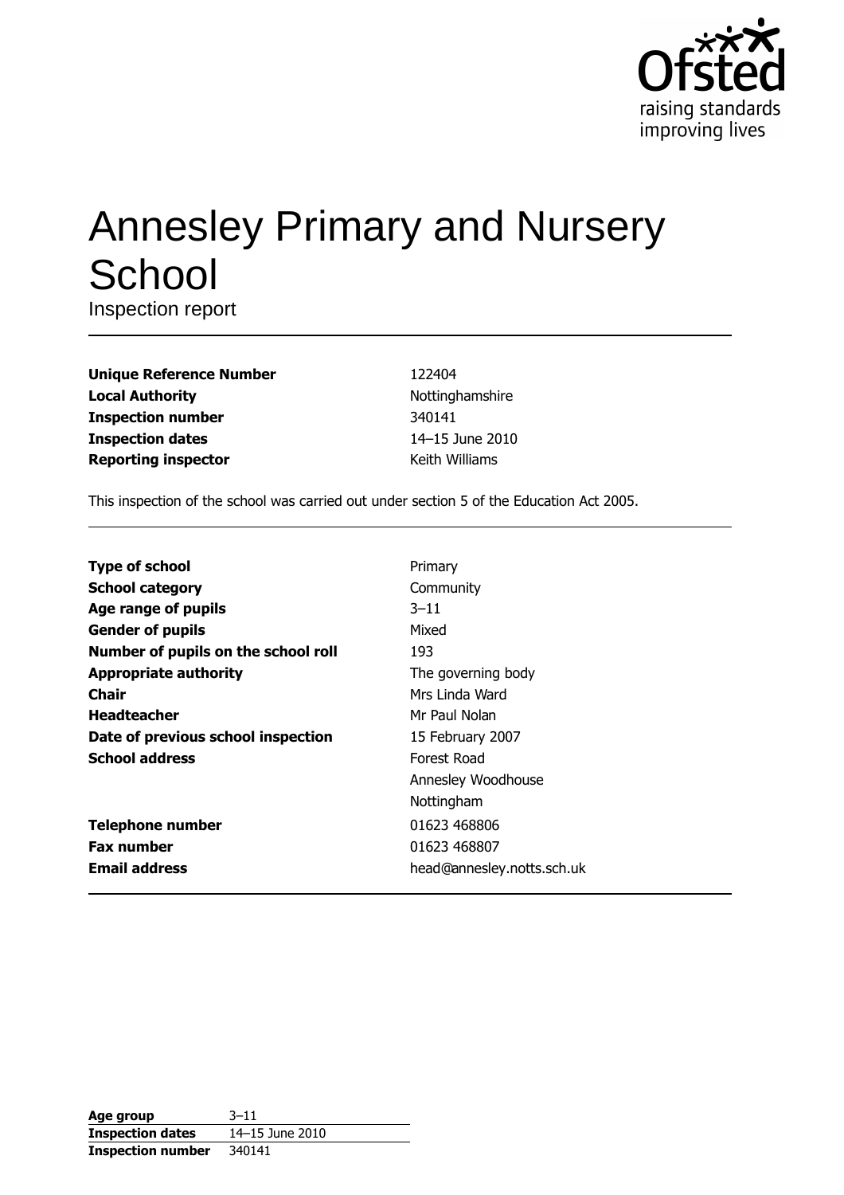Ofsted
raising standards
improving lives

# Annesley Primary and Nursery School

Inspection report

| | |
|---|---|
| **Unique Reference Number** | 122404 |
| **Local Authority** | Nottinghamshire |
| **Inspection number** | 340141 |
| **Inspection dates** | 14–15 June 2010 |
| **Reporting inspector** | Keith Williams |

This inspection of the school was carried out under section 5 of the Education Act 2005.

| | |
|---|---|
| **Type of school** | Primary |
| **School category** | Community |
| **Age range of pupils** | 3–11 |
| **Gender of pupils** | Mixed |
| **Number of pupils on the school roll** | 193 |
| **Appropriate authority** | The governing body |
| **Chair** | Mrs Linda Ward |
| **Headteacher** | Mr Paul Nolan |
| **Date of previous school inspection** | 15 February 2007 |
| **School address** | Forest Road<br>Annesley Woodhouse<br>Nottingham |
| **Telephone number** | 01623 468806 |
| **Fax number** | 01623 468807 |
| **Email address** | head@annesley.notts.sch.uk |

| | |
|---|---|
| **Age group** | 3–11 |
| **Inspection dates** | 14–15 June 2010 |
| **Inspection number** | 340141 |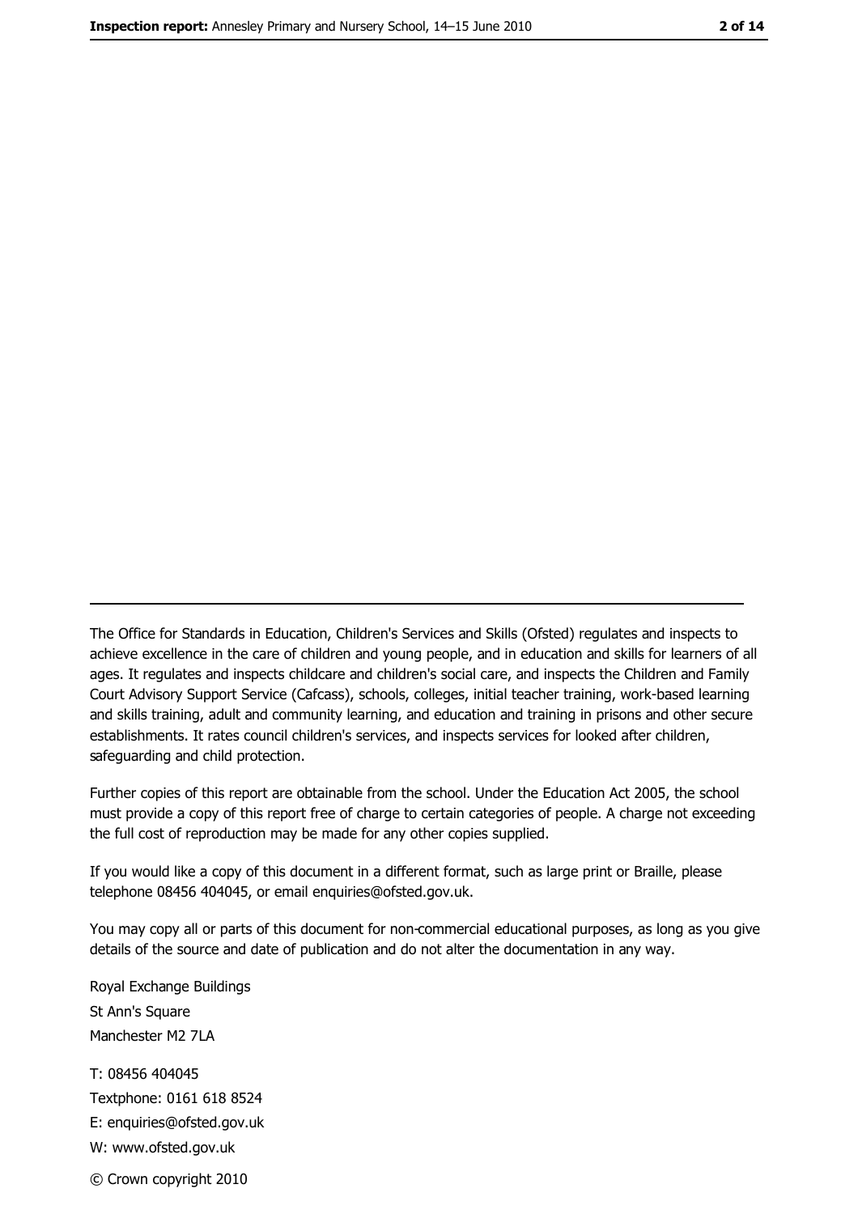The Office for Standards in Education, Children's Services and Skills (Ofsted) regulates and inspects to achieve excellence in the care of children and young people, and in education and skills for learners of all ages. It regulates and inspects childcare and children's social care, and inspects the Children and Family Court Advisory Support Service (Cafcass), schools, colleges, initial teacher training, work-based learning and skills training, adult and community learning, and education and training in prisons and other secure establishments. It rates council children's services, and inspects services for looked after children, safeguarding and child protection.

Further copies of this report are obtainable from the school. Under the Education Act 2005, the school must provide a copy of this report free of charge to certain categories of people. A charge not exceeding the full cost of reproduction may be made for any other copies supplied.

If you would like a copy of this document in a different format, such as large print or Braille, please telephone 08456 404045, or email enquiries@ofsted.gov.uk.

You may copy all or parts of this document for non-commercial educational purposes, as long as you give details of the source and date of publication and do not alter the documentation in any way.

Royal Exchange Buildings
St Ann's Square
Manchester M2 7LA

T: 08456 404045
Textphone: 0161 618 8524
E: enquiries@ofsted.gov.uk
W: www.ofsted.gov.uk

© Crown copyright 2010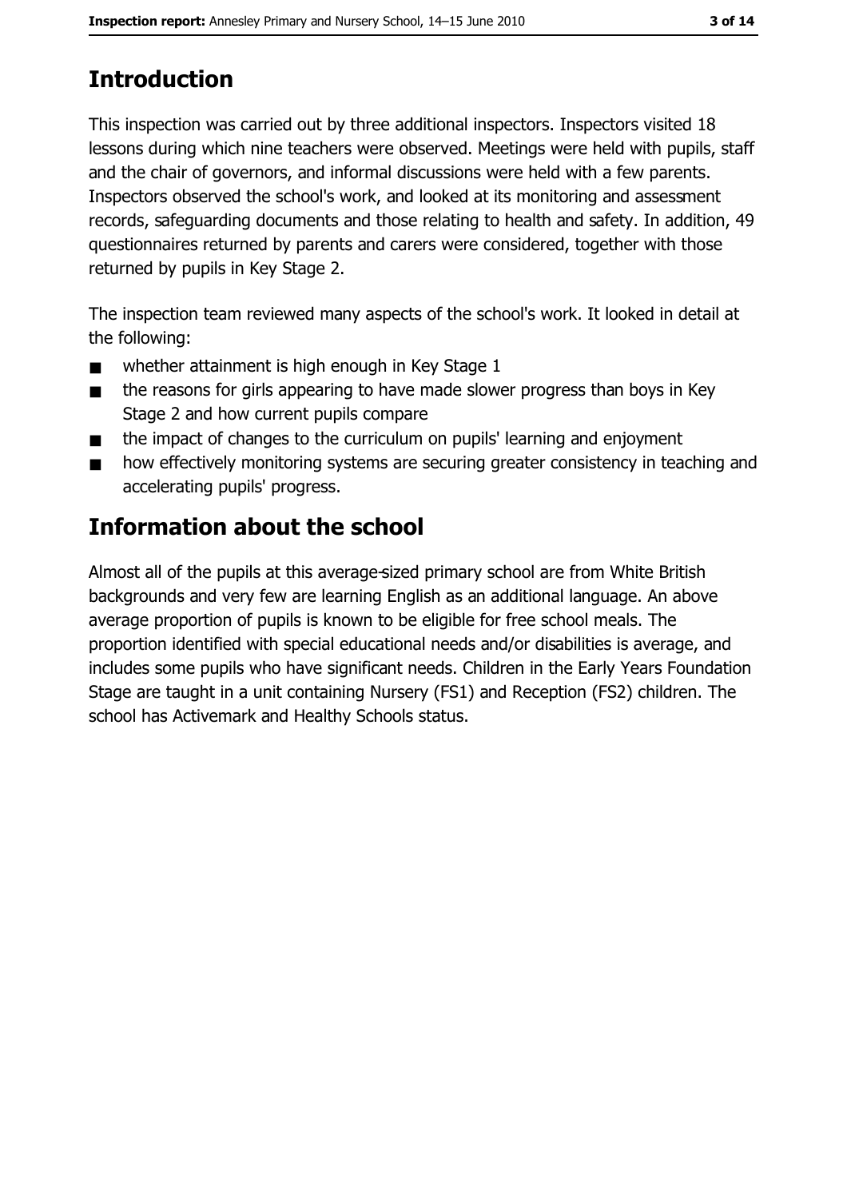## Introduction

This inspection was carried out by three additional inspectors. Inspectors visited 18 lessons during which nine teachers were observed. Meetings were held with pupils, staff and the chair of governors, and informal discussions were held with a few parents. Inspectors observed the school's work, and looked at its monitoring and assessment records, safeguarding documents and those relating to health and safety. In addition, 49 questionnaires returned by parents and carers were considered, together with those returned by pupils in Key Stage 2.

The inspection team reviewed many aspects of the school's work. It looked in detail at the following:

- whether attainment is high enough in Key Stage 1
- the reasons for girls appearing to have made slower progress than boys in Key Stage 2 and how current pupils compare
- the impact of changes to the curriculum on pupils' learning and enjoyment
- how effectively monitoring systems are securing greater consistency in teaching and accelerating pupils' progress.

## Information about the school

Almost all of the pupils at this average-sized primary school are from White British backgrounds and very few are learning English as an additional language. An above average proportion of pupils is known to be eligible for free school meals. The proportion identified with special educational needs and/or disabilities is average, and includes some pupils who have significant needs. Children in the Early Years Foundation Stage are taught in a unit containing Nursery (FS1) and Reception (FS2) children. The school has Activemark and Healthy Schools status.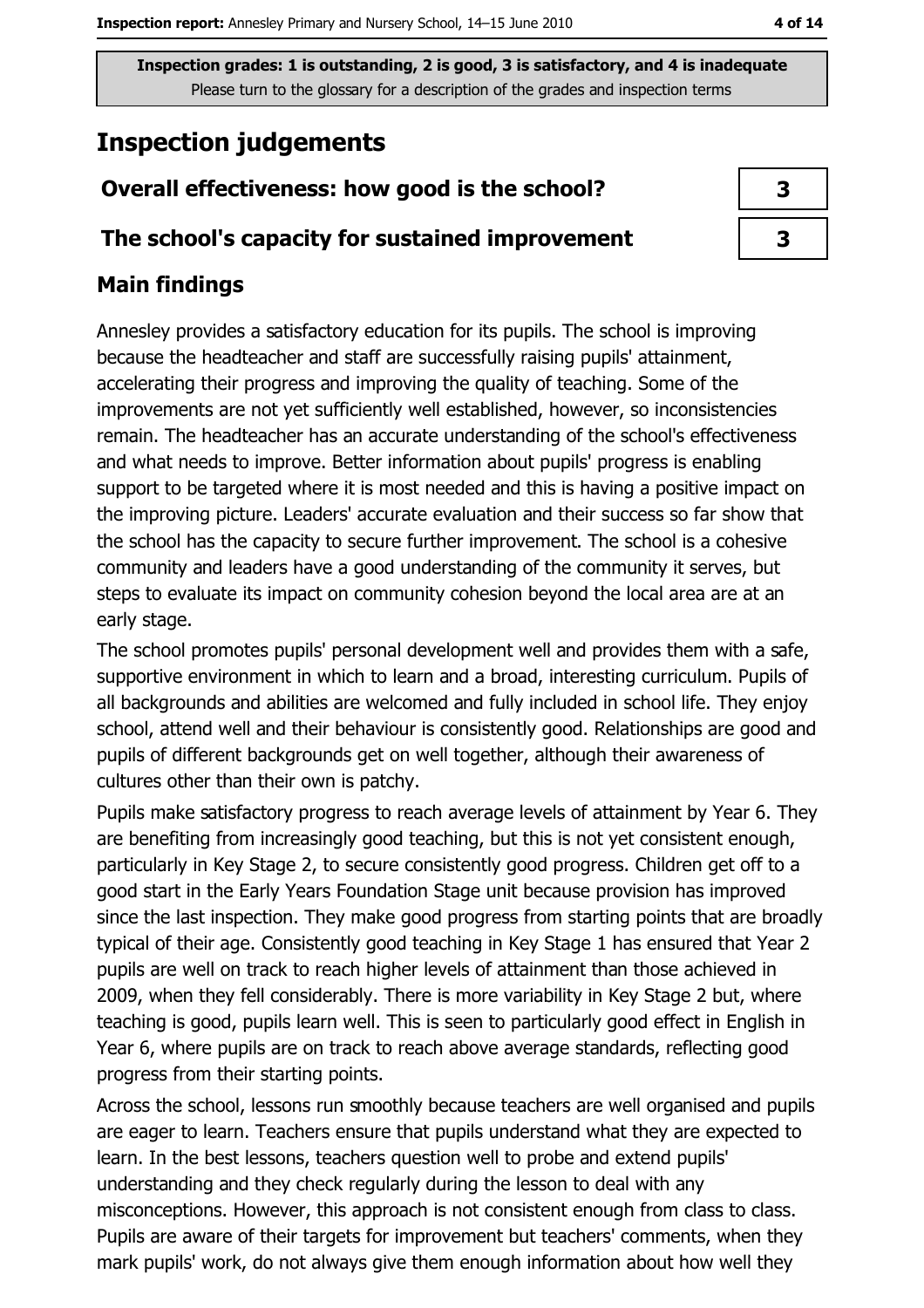Inspection grades: 1 is outstanding, 2 is good, 3 is satisfactory, and 4 is inadequate
Please turn to the glossary for a description of the grades and inspection terms

# Inspection judgements

| | |
|---|---|
| **Overall effectiveness: how good is the school?** | 3 |
| **The school's capacity for sustained improvement** | 3 |

## Main findings

Annesley provides a satisfactory education for its pupils. The school is improving because the headteacher and staff are successfully raising pupils' attainment, accelerating their progress and improving the quality of teaching. Some of the improvements are not yet sufficiently well established, however, so inconsistencies remain. The headteacher has an accurate understanding of the school's effectiveness and what needs to improve. Better information about pupils' progress is enabling support to be targeted where it is most needed and this is having a positive impact on the improving picture. Leaders' accurate evaluation and their success so far show that the school has the capacity to secure further improvement. The school is a cohesive community and leaders have a good understanding of the community it serves, but steps to evaluate its impact on community cohesion beyond the local area are at an early stage.

The school promotes pupils' personal development well and provides them with a safe, supportive environment in which to learn and a broad, interesting curriculum. Pupils of all backgrounds and abilities are welcomed and fully included in school life. They enjoy school, attend well and their behaviour is consistently good. Relationships are good and pupils of different backgrounds get on well together, although their awareness of cultures other than their own is patchy.

Pupils make satisfactory progress to reach average levels of attainment by Year 6. They are benefiting from increasingly good teaching, but this is not yet consistent enough, particularly in Key Stage 2, to secure consistently good progress. Children get off to a good start in the Early Years Foundation Stage unit because provision has improved since the last inspection. They make good progress from starting points that are broadly typical of their age. Consistently good teaching in Key Stage 1 has ensured that Year 2 pupils are well on track to reach higher levels of attainment than those achieved in 2009, when they fell considerably. There is more variability in Key Stage 2 but, where teaching is good, pupils learn well. This is seen to particularly good effect in English in Year 6, where pupils are on track to reach above average standards, reflecting good progress from their starting points.

Across the school, lessons run smoothly because teachers are well organised and pupils are eager to learn. Teachers ensure that pupils understand what they are expected to learn. In the best lessons, teachers question well to probe and extend pupils' understanding and they check regularly during the lesson to deal with any misconceptions. However, this approach is not consistent enough from class to class. Pupils are aware of their targets for improvement but teachers' comments, when they mark pupils' work, do not always give them enough information about how well they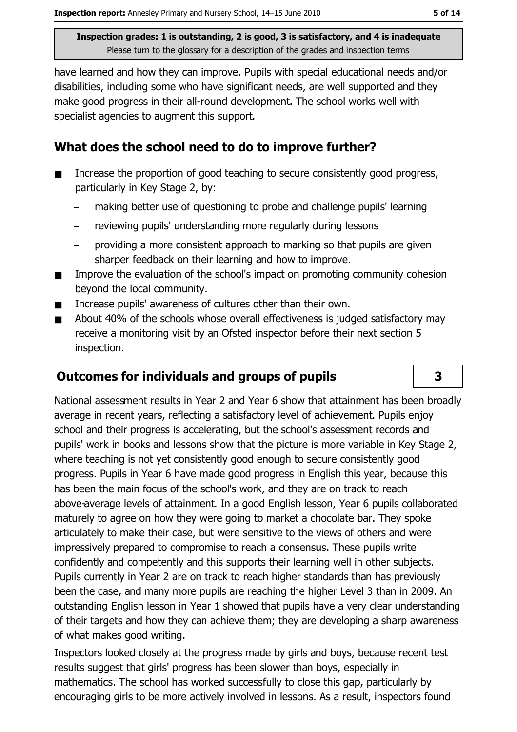have learned and how they can improve. Pupils with special educational needs and/or disabilities, including some who have significant needs, are well supported and they make good progress in their all-round development. The school works well with specialist agencies to augment this support.

## What does the school need to do to improve further?

- Increase the proportion of good teaching to secure consistently good progress, particularly in Key Stage 2, by:
  - making better use of questioning to probe and challenge pupils' learning
  - reviewing pupils' understanding more regularly during lessons
  - providing a more consistent approach to marking so that pupils are given sharper feedback on their learning and how to improve.
- Improve the evaluation of the school's impact on promoting community cohesion beyond the local community.
- Increase pupils' awareness of cultures other than their own.
- About 40% of the schools whose overall effectiveness is judged satisfactory may receive a monitoring visit by an Ofsted inspector before their next section 5 inspection.

## Outcomes for individuals and groups of pupils — 3

National assessment results in Year 2 and Year 6 show that attainment has been broadly average in recent years, reflecting a satisfactory level of achievement. Pupils enjoy school and their progress is accelerating, but the school's assessment records and pupils' work in books and lessons show that the picture is more variable in Key Stage 2, where teaching is not yet consistently good enough to secure consistently good progress. Pupils in Year 6 have made good progress in English this year, because this has been the main focus of the school's work, and they are on track to reach above-average levels of attainment. In a good English lesson, Year 6 pupils collaborated maturely to agree on how they were going to market a chocolate bar. They spoke articulately to make their case, but were sensitive to the views of others and were impressively prepared to compromise to reach a consensus. These pupils write confidently and competently and this supports their learning well in other subjects. Pupils currently in Year 2 are on track to reach higher standards than has previously been the case, and many more pupils are reaching the higher Level 3 than in 2009. An outstanding English lesson in Year 1 showed that pupils have a very clear understanding of their targets and how they can achieve them; they are developing a sharp awareness of what makes good writing.

Inspectors looked closely at the progress made by girls and boys, because recent test results suggest that girls' progress has been slower than boys, especially in mathematics. The school has worked successfully to close this gap, particularly by encouraging girls to be more actively involved in lessons. As a result, inspectors found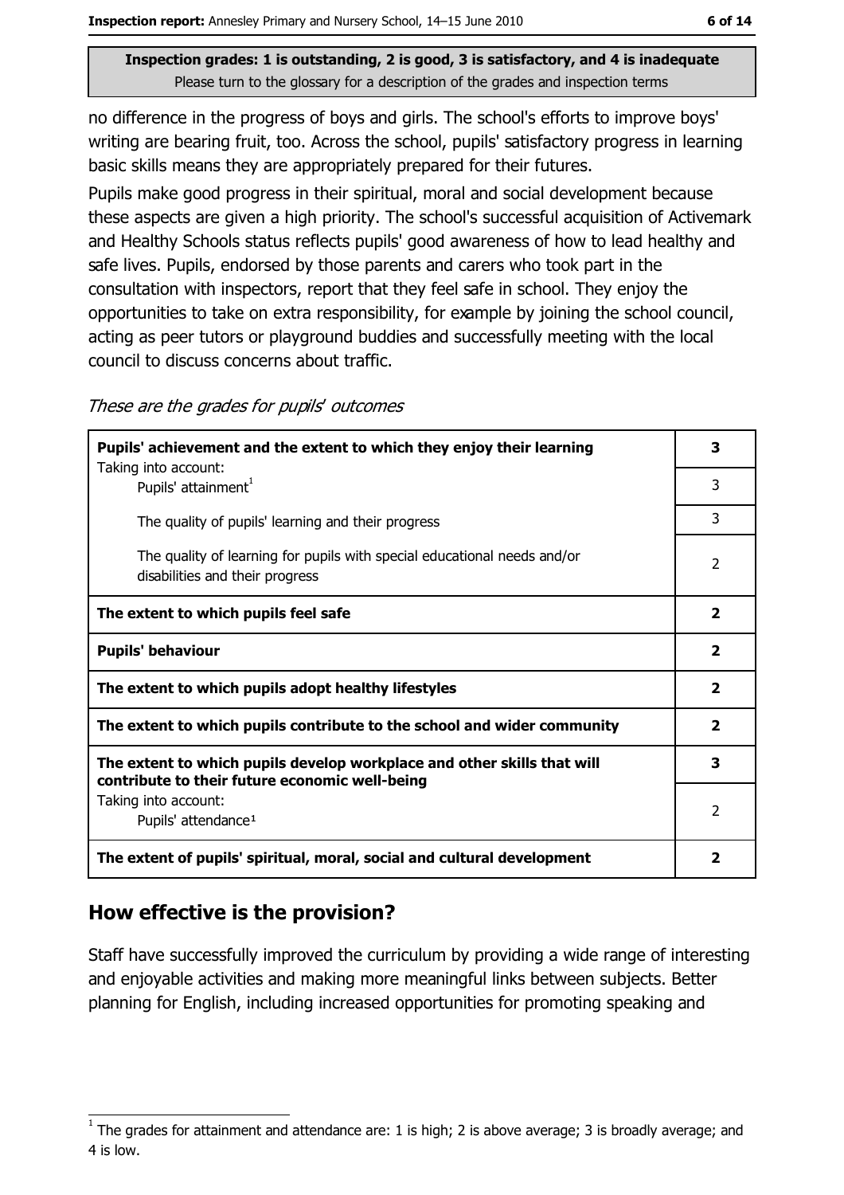**Inspection grades: 1 is outstanding, 2 is good, 3 is satisfactory, and 4 is inadequate**
Please turn to the glossary for a description of the grades and inspection terms

no difference in the progress of boys and girls. The school's efforts to improve boys' writing are bearing fruit, too. Across the school, pupils' satisfactory progress in learning basic skills means they are appropriately prepared for their futures.

Pupils make good progress in their spiritual, moral and social development because these aspects are given a high priority. The school's successful acquisition of Activemark and Healthy Schools status reflects pupils' good awareness of how to lead healthy and safe lives. Pupils, endorsed by those parents and carers who took part in the consultation with inspectors, report that they feel safe in school. They enjoy the opportunities to take on extra responsibility, for example by joining the school council, acting as peer tutors or playground buddies and successfully meeting with the local council to discuss concerns about traffic.

*These are the grades for pupils' outcomes*

| | |
|---|---|
| **Pupils' achievement and the extent to which they enjoy their learning** | **3** |
| Taking into account: Pupils' attainment[1] | 3 |
| The quality of pupils' learning and their progress | 3 |
| The quality of learning for pupils with special educational needs and/or disabilities and their progress | 2 |
| **The extent to which pupils feel safe** | **2** |
| **Pupils' behaviour** | **2** |
| **The extent to which pupils adopt healthy lifestyles** | **2** |
| **The extent to which pupils contribute to the school and wider community** | **2** |
| **The extent to which pupils develop workplace and other skills that will contribute to their future economic well-being** | **3** |
| Taking into account: Pupils' attendance[1] | 2 |
| **The extent of pupils' spiritual, moral, social and cultural development** | **2** |

## How effective is the provision?

Staff have successfully improved the curriculum by providing a wide range of interesting and enjoyable activities and making more meaningful links between subjects. Better planning for English, including increased opportunities for promoting speaking and

[1] The grades for attainment and attendance are: 1 is high; 2 is above average; 3 is broadly average; and 4 is low.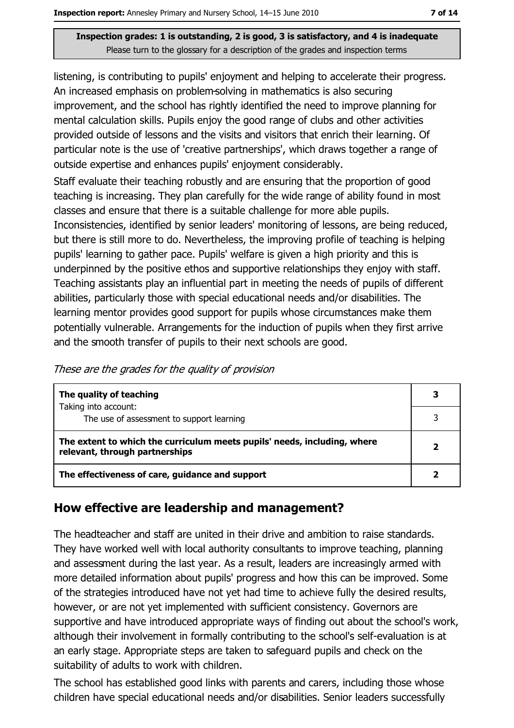listening, is contributing to pupils' enjoyment and helping to accelerate their progress. An increased emphasis on problem-solving in mathematics is also securing improvement, and the school has rightly identified the need to improve planning for mental calculation skills. Pupils enjoy the good range of clubs and other activities provided outside of lessons and the visits and visitors that enrich their learning. Of particular note is the use of 'creative partnerships', which draws together a range of outside expertise and enhances pupils' enjoyment considerably.

Staff evaluate their teaching robustly and are ensuring that the proportion of good teaching is increasing. They plan carefully for the wide range of ability found in most classes and ensure that there is a suitable challenge for more able pupils. Inconsistencies, identified by senior leaders' monitoring of lessons, are being reduced, but there is still more to do. Nevertheless, the improving profile of teaching is helping pupils' learning to gather pace. Pupils' welfare is given a high priority and this is underpinned by the positive ethos and supportive relationships they enjoy with staff. Teaching assistants play an influential part in meeting the needs of pupils of different abilities, particularly those with special educational needs and/or disabilities. The learning mentor provides good support for pupils whose circumstances make them potentially vulnerable. Arrangements for the induction of pupils when they first arrive and the smooth transfer of pupils to their next schools are good.

*These are the grades for the quality of provision*

| | |
|---|---|
| **The quality of teaching** | **3** |
| Taking into account: The use of assessment to support learning | 3 |
| **The extent to which the curriculum meets pupils' needs, including, where relevant, through partnerships** | **2** |
| **The effectiveness of care, guidance and support** | **2** |

## How effective are leadership and management?

The headteacher and staff are united in their drive and ambition to raise standards. They have worked well with local authority consultants to improve teaching, planning and assessment during the last year. As a result, leaders are increasingly armed with more detailed information about pupils' progress and how this can be improved. Some of the strategies introduced have not yet had time to achieve fully the desired results, however, or are not yet implemented with sufficient consistency. Governors are supportive and have introduced appropriate ways of finding out about the school's work, although their involvement in formally contributing to the school's self-evaluation is at an early stage. Appropriate steps are taken to safeguard pupils and check on the suitability of adults to work with children.

The school has established good links with parents and carers, including those whose children have special educational needs and/or disabilities. Senior leaders successfully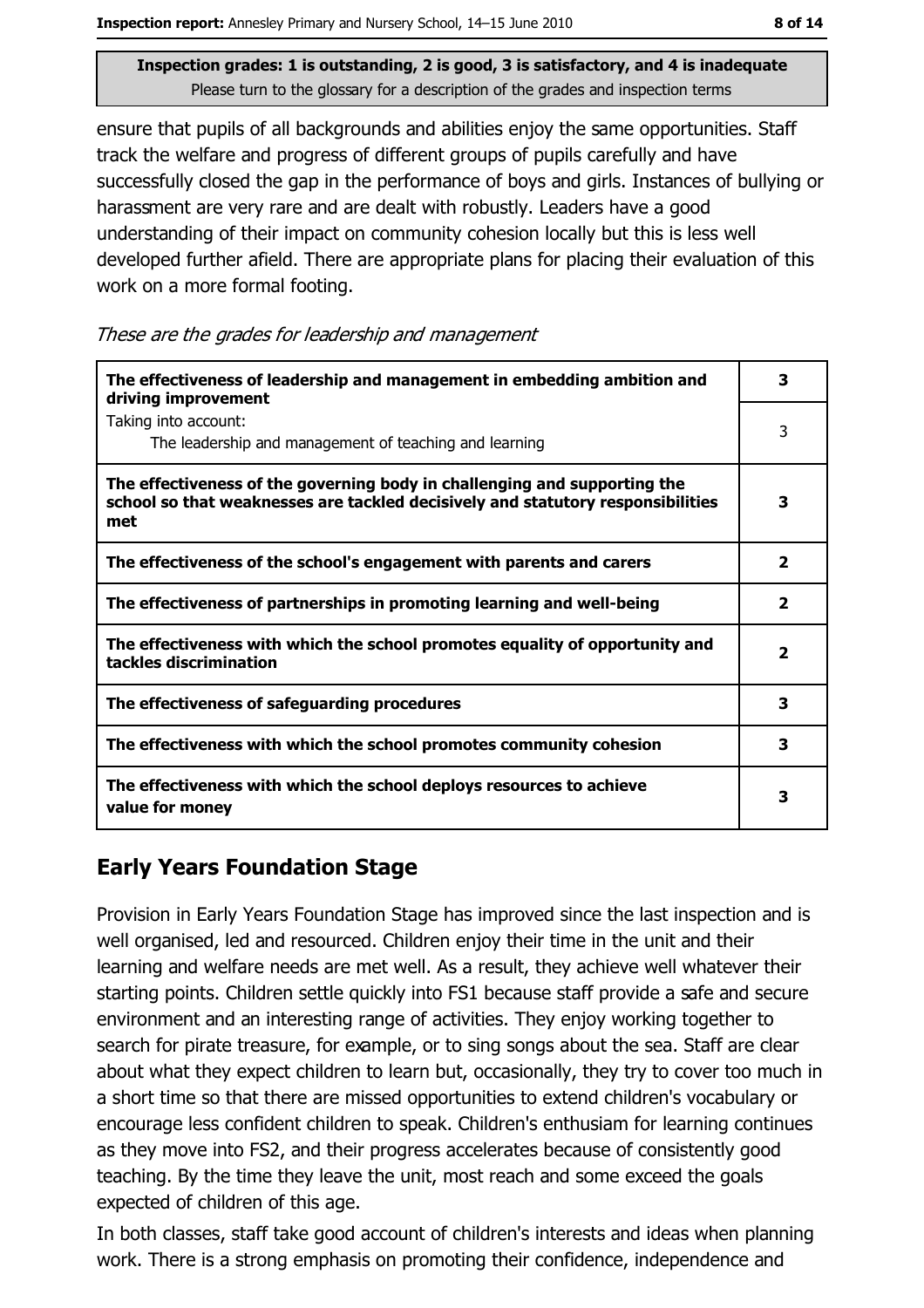**Inspection grades: 1 is outstanding, 2 is good, 3 is satisfactory, and 4 is inadequate**
Please turn to the glossary for a description of the grades and inspection terms

ensure that pupils of all backgrounds and abilities enjoy the same opportunities. Staff track the welfare and progress of different groups of pupils carefully and have successfully closed the gap in the performance of boys and girls. Instances of bullying or harassment are very rare and are dealt with robustly. Leaders have a good understanding of their impact on community cohesion locally but this is less well developed further afield. There are appropriate plans for placing their evaluation of this work on a more formal footing.

*These are the grades for leadership and management*

| | |
|---|---|
| **The effectiveness of leadership and management in embedding ambition and driving improvement** | **3** |
| Taking into account:<br>The leadership and management of teaching and learning | 3 |
| **The effectiveness of the governing body in challenging and supporting the school so that weaknesses are tackled decisively and statutory responsibilities met** | **3** |
| **The effectiveness of the school's engagement with parents and carers** | **2** |
| **The effectiveness of partnerships in promoting learning and well-being** | **2** |
| **The effectiveness with which the school promotes equality of opportunity and tackles discrimination** | **2** |
| **The effectiveness of safeguarding procedures** | **3** |
| **The effectiveness with which the school promotes community cohesion** | **3** |
| **The effectiveness with which the school deploys resources to achieve value for money** | **3** |

## Early Years Foundation Stage

Provision in Early Years Foundation Stage has improved since the last inspection and is well organised, led and resourced. Children enjoy their time in the unit and their learning and welfare needs are met well. As a result, they achieve well whatever their starting points. Children settle quickly into FS1 because staff provide a safe and secure environment and an interesting range of activities. They enjoy working together to search for pirate treasure, for example, or to sing songs about the sea. Staff are clear about what they expect children to learn but, occasionally, they try to cover too much in a short time so that there are missed opportunities to extend children's vocabulary or encourage less confident children to speak. Children's enthusiam for learning continues as they move into FS2, and their progress accelerates because of consistently good teaching. By the time they leave the unit, most reach and some exceed the goals expected of children of this age.

In both classes, staff take good account of children's interests and ideas when planning work. There is a strong emphasis on promoting their confidence, independence and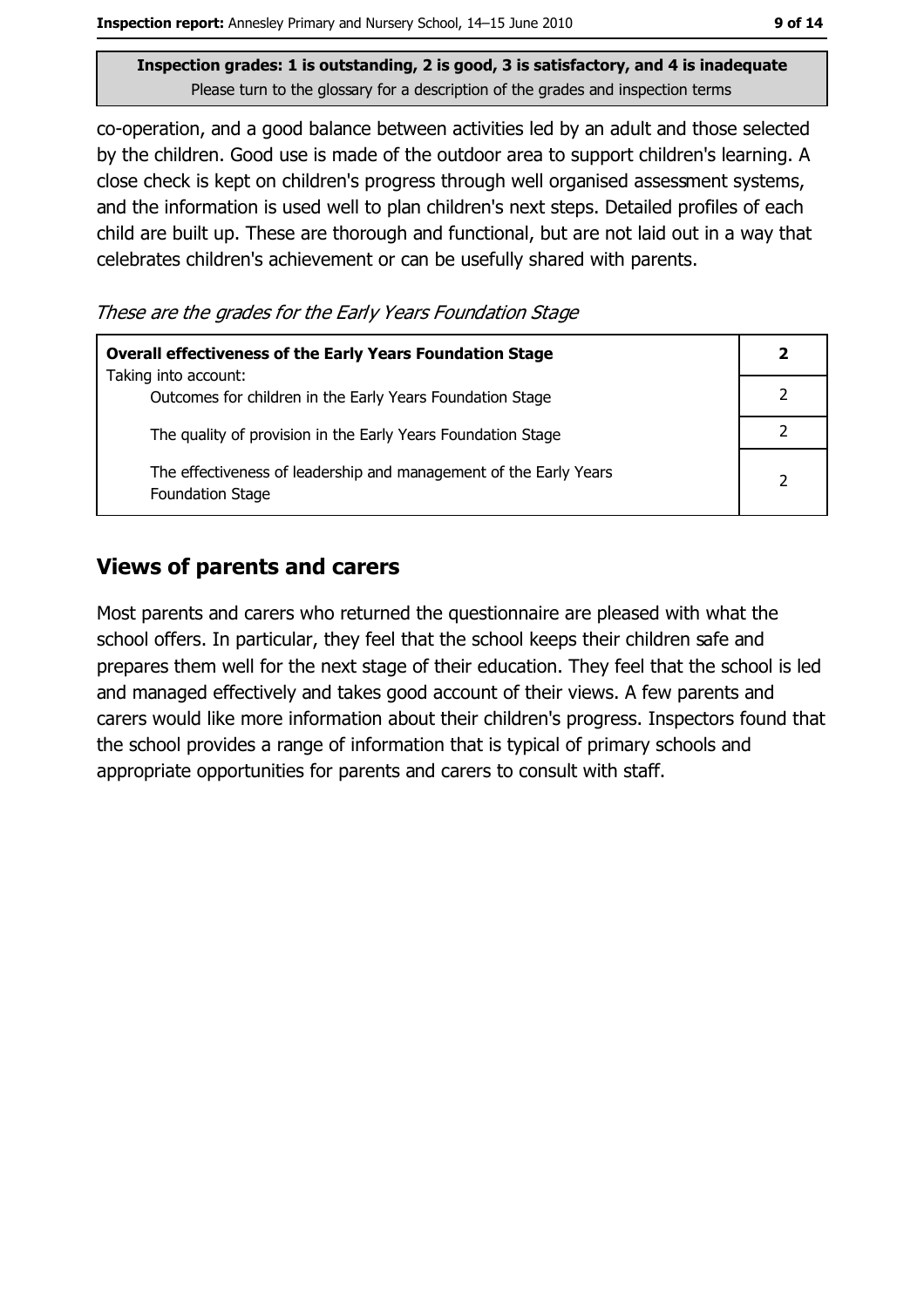**Inspection grades: 1 is outstanding, 2 is good, 3 is satisfactory, and 4 is inadequate**
Please turn to the glossary for a description of the grades and inspection terms

co-operation, and a good balance between activities led by an adult and those selected by the children. Good use is made of the outdoor area to support children's learning. A close check is kept on children's progress through well organised assessment systems, and the information is used well to plan children's next steps. Detailed profiles of each child are built up. These are thorough and functional, but are not laid out in a way that celebrates children's achievement or can be usefully shared with parents.

*These are the grades for the Early Years Foundation Stage*

| | |
|---|---|
| **Overall effectiveness of the Early Years Foundation Stage**<br>Taking into account: | **2** |
| Outcomes for children in the Early Years Foundation Stage | 2 |
| The quality of provision in the Early Years Foundation Stage | 2 |
| The effectiveness of leadership and management of the Early Years Foundation Stage | 2 |

## Views of parents and carers

Most parents and carers who returned the questionnaire are pleased with what the school offers. In particular, they feel that the school keeps their children safe and prepares them well for the next stage of their education. They feel that the school is led and managed effectively and takes good account of their views. A few parents and carers would like more information about their children's progress. Inspectors found that the school provides a range of information that is typical of primary schools and appropriate opportunities for parents and carers to consult with staff.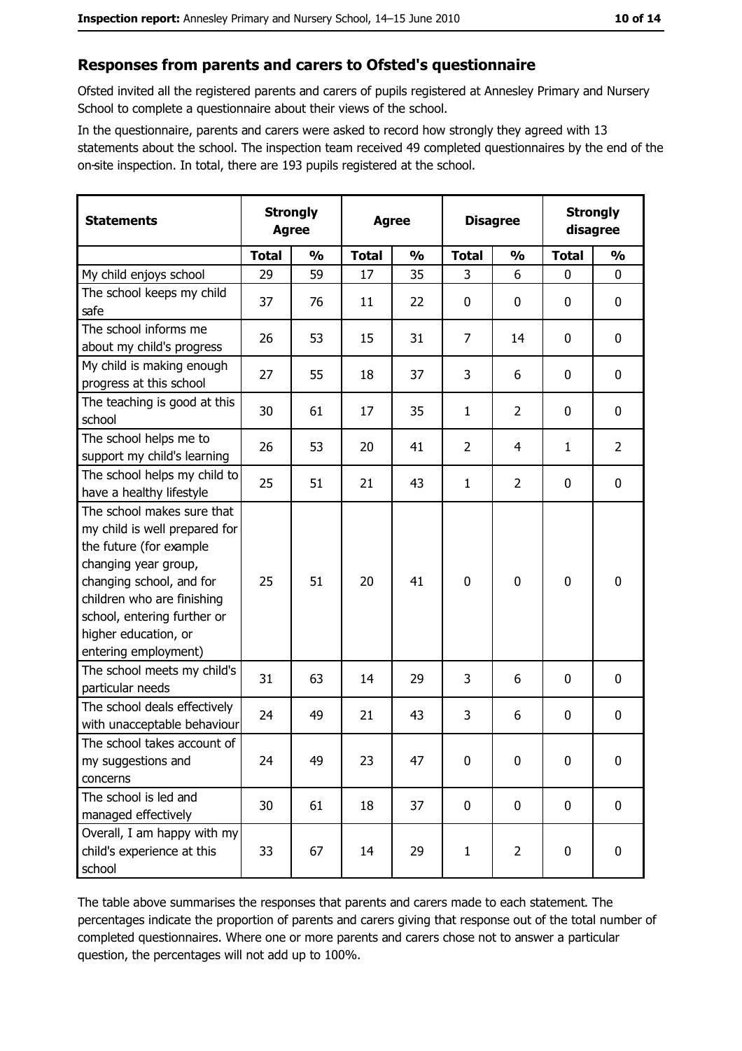## Responses from parents and carers to Ofsted's questionnaire

Ofsted invited all the registered parents and carers of pupils registered at Annesley Primary and Nursery School to complete a questionnaire about their views of the school.

In the questionnaire, parents and carers were asked to record how strongly they agreed with 13 statements about the school. The inspection team received 49 completed questionnaires by the end of the on-site inspection. In total, there are 193 pupils registered at the school.

| Statements | Strongly Agree | | Agree | | Disagree | | Strongly disagree | |
|---|---|---|---|---|---|---|---|---|
| | **Total** | **%** | **Total** | **%** | **Total** | **%** | **Total** | **%** |
| My child enjoys school | 29 | 59 | 17 | 35 | 3 | 6 | 0 | 0 |
| The school keeps my child safe | 37 | 76 | 11 | 22 | 0 | 0 | 0 | 0 |
| The school informs me about my child's progress | 26 | 53 | 15 | 31 | 7 | 14 | 0 | 0 |
| My child is making enough progress at this school | 27 | 55 | 18 | 37 | 3 | 6 | 0 | 0 |
| The teaching is good at this school | 30 | 61 | 17 | 35 | 1 | 2 | 0 | 0 |
| The school helps me to support my child's learning | 26 | 53 | 20 | 41 | 2 | 4 | 1 | 2 |
| The school helps my child to have a healthy lifestyle | 25 | 51 | 21 | 43 | 1 | 2 | 0 | 0 |
| The school makes sure that my child is well prepared for the future (for example changing year group, changing school, and for children who are finishing school, entering further or higher education, or entering employment) | 25 | 51 | 20 | 41 | 0 | 0 | 0 | 0 |
| The school meets my child's particular needs | 31 | 63 | 14 | 29 | 3 | 6 | 0 | 0 |
| The school deals effectively with unacceptable behaviour | 24 | 49 | 21 | 43 | 3 | 6 | 0 | 0 |
| The school takes account of my suggestions and concerns | 24 | 49 | 23 | 47 | 0 | 0 | 0 | 0 |
| The school is led and managed effectively | 30 | 61 | 18 | 37 | 0 | 0 | 0 | 0 |
| Overall, I am happy with my child's experience at this school | 33 | 67 | 14 | 29 | 1 | 2 | 0 | 0 |

The table above summarises the responses that parents and carers made to each statement. The percentages indicate the proportion of parents and carers giving that response out of the total number of completed questionnaires. Where one or more parents and carers chose not to answer a particular question, the percentages will not add up to 100%.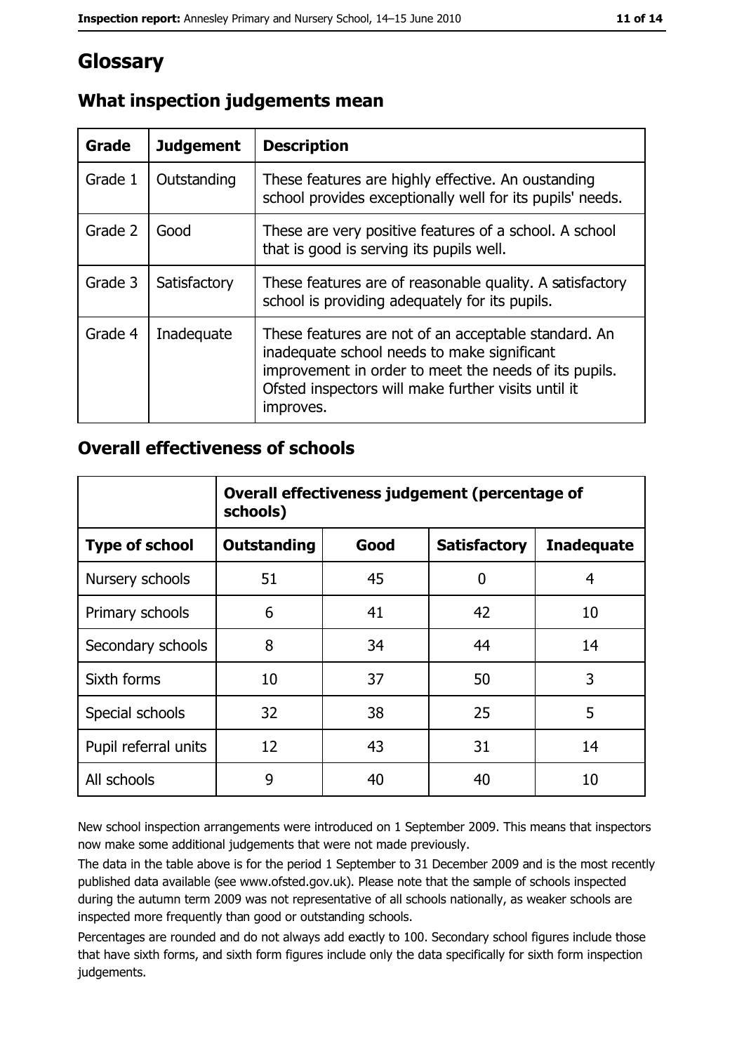# Glossary

## What inspection judgements mean

| Grade | Judgement | Description |
|---|---|---|
| Grade 1 | Outstanding | These features are highly effective. An oustanding school provides exceptionally well for its pupils' needs. |
| Grade 2 | Good | These are very positive features of a school. A school that is good is serving its pupils well. |
| Grade 3 | Satisfactory | These features are of reasonable quality. A satisfactory school is providing adequately for its pupils. |
| Grade 4 | Inadequate | These features are not of an acceptable standard. An inadequate school needs to make significant improvement in order to meet the needs of its pupils. Ofsted inspectors will make further visits until it improves. |

## Overall effectiveness of schools

| | **Overall effectiveness judgement (percentage of schools)** | | | |
|---|---|---|---|---|
| **Type of school** | **Outstanding** | **Good** | **Satisfactory** | **Inadequate** |
| Nursery schools | 51 | 45 | 0 | 4 |
| Primary schools | 6 | 41 | 42 | 10 |
| Secondary schools | 8 | 34 | 44 | 14 |
| Sixth forms | 10 | 37 | 50 | 3 |
| Special schools | 32 | 38 | 25 | 5 |
| Pupil referral units | 12 | 43 | 31 | 14 |
| All schools | 9 | 40 | 40 | 10 |

New school inspection arrangements were introduced on 1 September 2009. This means that inspectors now make some additional judgements that were not made previously.

The data in the table above is for the period 1 September to 31 December 2009 and is the most recently published data available (see www.ofsted.gov.uk). Please note that the sample of schools inspected during the autumn term 2009 was not representative of all schools nationally, as weaker schools are inspected more frequently than good or outstanding schools.

Percentages are rounded and do not always add exactly to 100. Secondary school figures include those that have sixth forms, and sixth form figures include only the data specifically for sixth form inspection judgements.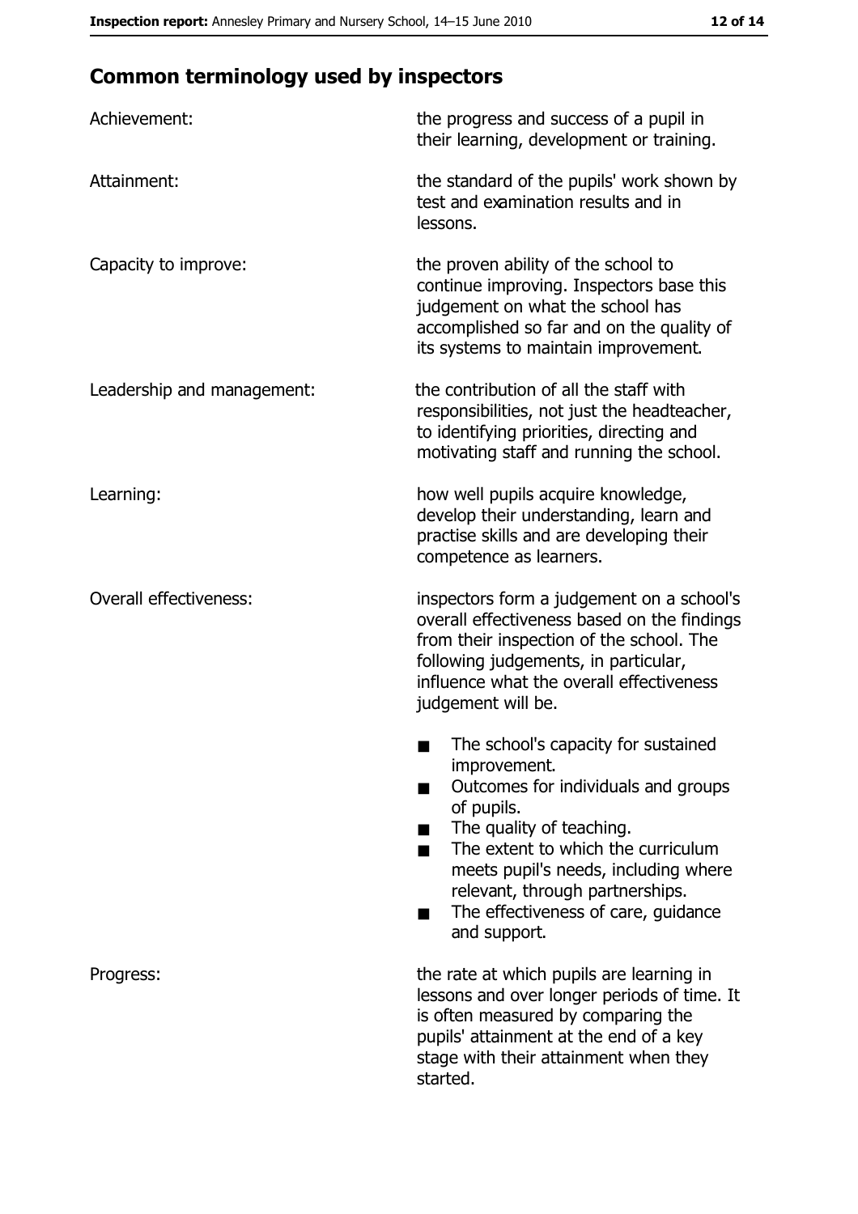## Common terminology used by inspectors

| | |
|---|---|
| Achievement: | the progress and success of a pupil in their learning, development or training. |
| Attainment: | the standard of the pupils' work shown by test and examination results and in lessons. |
| Capacity to improve: | the proven ability of the school to continue improving. Inspectors base this judgement on what the school has accomplished so far and on the quality of its systems to maintain improvement. |
| Leadership and management: | the contribution of all the staff with responsibilities, not just the headteacher, to identifying priorities, directing and motivating staff and running the school. |
| Learning: | how well pupils acquire knowledge, develop their understanding, learn and practise skills and are developing their competence as learners. |
| Overall effectiveness: | inspectors form a judgement on a school's overall effectiveness based on the findings from their inspection of the school. The following judgements, in particular, influence what the overall effectiveness judgement will be. <br>■ The school's capacity for sustained improvement. <br>■ Outcomes for individuals and groups of pupils. <br>■ The quality of teaching. <br>■ The extent to which the curriculum meets pupil's needs, including where relevant, through partnerships. <br>■ The effectiveness of care, guidance and support. |
| Progress: | the rate at which pupils are learning in lessons and over longer periods of time. It is often measured by comparing the pupils' attainment at the end of a key stage with their attainment when they started. |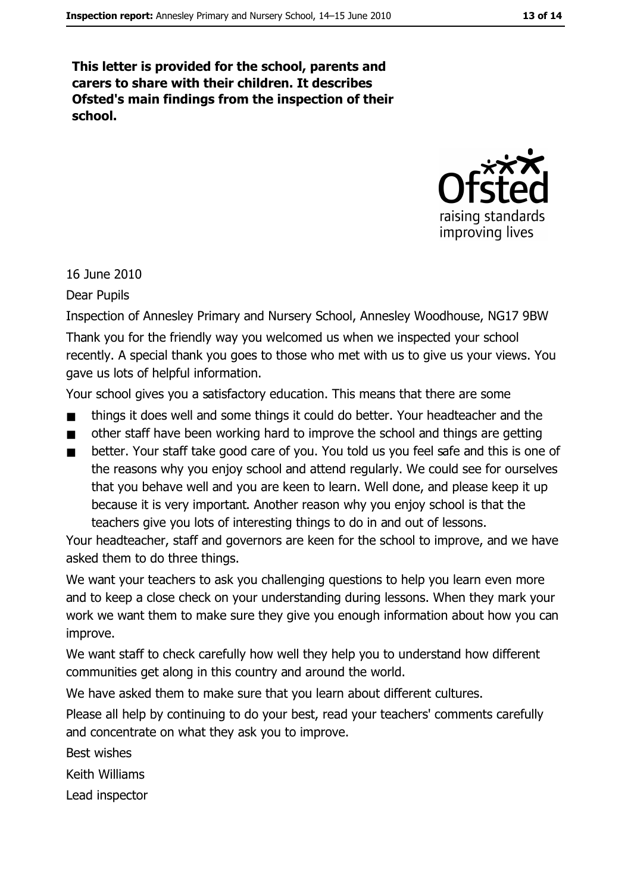**This letter is provided for the school, parents and carers to share with their children. It describes Ofsted's main findings from the inspection of their school.**

16 June 2010

Dear Pupils

Inspection of Annesley Primary and Nursery School, Annesley Woodhouse, NG17 9BW

Thank you for the friendly way you welcomed us when we inspected your school recently. A special thank you goes to those who met with us to give us your views. You gave us lots of helpful information.

Your school gives you a satisfactory education. This means that there are some

- things it does well and some things it could do better. Your headteacher and the
- other staff have been working hard to improve the school and things are getting
- better. Your staff take good care of you. You told us you feel safe and this is one of the reasons why you enjoy school and attend regularly. We could see for ourselves that you behave well and you are keen to learn. Well done, and please keep it up because it is very important. Another reason why you enjoy school is that the teachers give you lots of interesting things to do in and out of lessons.

Your headteacher, staff and governors are keen for the school to improve, and we have asked them to do three things.

We want your teachers to ask you challenging questions to help you learn even more and to keep a close check on your understanding during lessons. When they mark your work we want them to make sure they give you enough information about how you can improve.

We want staff to check carefully how well they help you to understand how different communities get along in this country and around the world.

We have asked them to make sure that you learn about different cultures.

Please all help by continuing to do your best, read your teachers' comments carefully and concentrate on what they ask you to improve.

Best wishes

Keith Williams

Lead inspector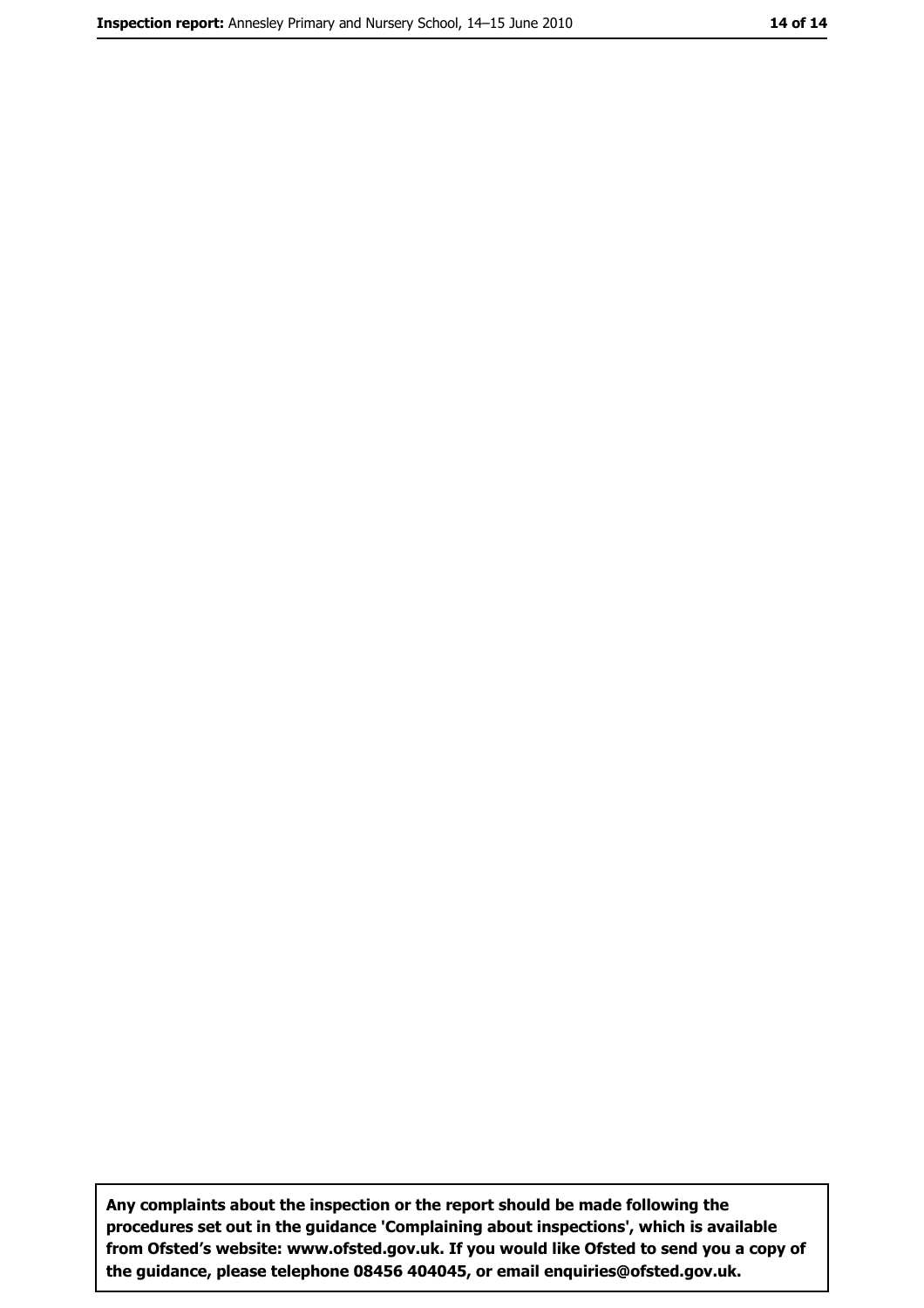**Any complaints about the inspection or the report should be made following the procedures set out in the guidance 'Complaining about inspections', which is available from Ofsted's website: www.ofsted.gov.uk. If you would like Ofsted to send you a copy of the guidance, please telephone 08456 404045, or email enquiries@ofsted.gov.uk.**